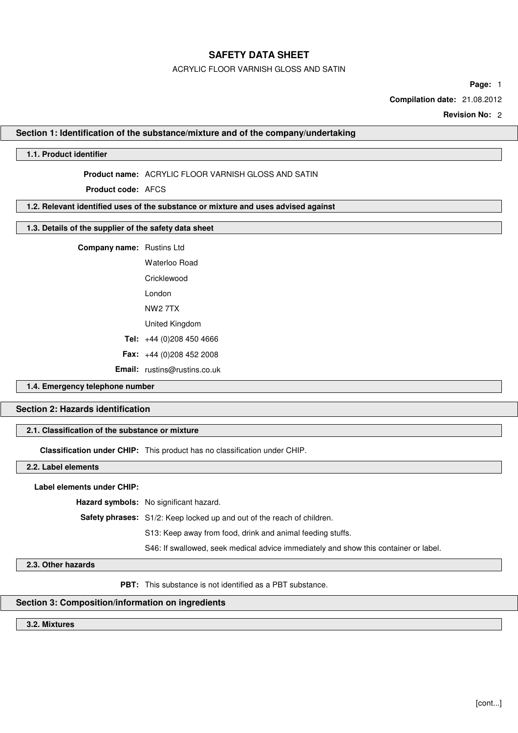# SAFETY DATA SHEET

ACRYLIC FLOOR VARNISH GLOSS AND SATIN

**Compilation date:** 21.08.2012

**Revision No:** 2

## Section 1: Identification of the substance/mixture and of the company/undertaking

### 1.1. Product identifier

**Product name:** ACRYLIC FLOOR VARNISH GLOSS AND SATIN

**Product code:** AFCS

### 1.2. Relevant identified uses of the substance or mixture and uses advised against

### 1.3. Details of the supplier of the safety data sheet

**Company name:** Rustins Ltd
Waterloo Road
Cricklewood
London
NW2 7TX
United Kingdom

**Tel:** +44 (0)208 450 4666

**Fax:** +44 (0)208 452 2008

**Email:** rustins@rustins.co.uk

### 1.4. Emergency telephone number

## Section 2: Hazards identification

### 2.1. Classification of the substance or mixture

**Classification under CHIP:** This product has no classification under CHIP.

### 2.2. Label elements

**Label elements under CHIP:**

**Hazard symbols:** No significant hazard.

**Safety phrases:** S1/2: Keep locked up and out of the reach of children.

S13: Keep away from food, drink and animal feeding stuffs.

S46: If swallowed, seek medical advice immediately and show this container or label.

### 2.3. Other hazards

**PBT:** This substance is not identified as a PBT substance.

## Section 3: Composition/information on ingredients

### 3.2. Mixtures

[cont...]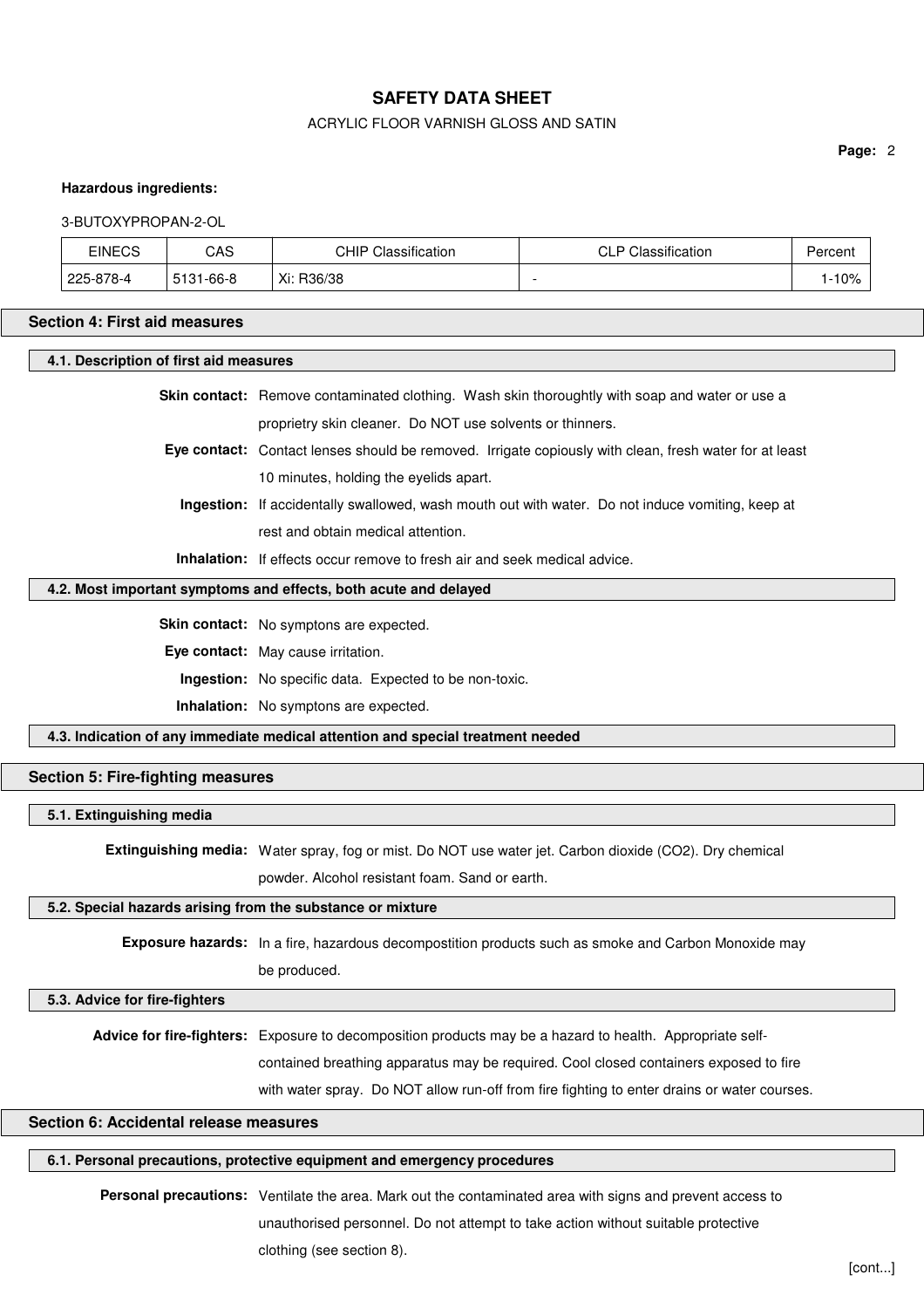**Hazardous ingredients:**

3-BUTOXYPROPAN-2-OL

| EINECS | CAS | CHIP Classification | CLP Classification | Percent |
|---|---|---|---|---|
| 225-878-4 | 5131-66-8 | Xi: R36/38 | - | 1-10% |

## Section 4: First aid measures

### 4.1. Description of first aid measures

**Skin contact:** Remove contaminated clothing. Wash skin thoroughtly with soap and water or use a proprietry skin cleaner. Do NOT use solvents or thinners.

**Eye contact:** Contact lenses should be removed. Irrigate copiously with clean, fresh water for at least 10 minutes, holding the eyelids apart.

**Ingestion:** If accidentally swallowed, wash mouth out with water. Do not induce vomiting, keep at rest and obtain medical attention.

**Inhalation:** If effects occur remove to fresh air and seek medical advice.

### 4.2. Most important symptoms and effects, both acute and delayed

**Skin contact:** No symptons are expected.

**Eye contact:** May cause irritation.

**Ingestion:** No specific data. Expected to be non-toxic.

**Inhalation:** No symptons are expected.

### 4.3. Indication of any immediate medical attention and special treatment needed

## Section 5: Fire-fighting measures

### 5.1. Extinguishing media

**Extinguishing media:** Water spray, fog or mist. Do NOT use water jet. Carbon dioxide ($CO_2$). Dry chemical powder. Alcohol resistant foam. Sand or earth.

### 5.2. Special hazards arising from the substance or mixture

**Exposure hazards:** In a fire, hazardous decompostition products such as smoke and Carbon Monoxide may be produced.

### 5.3. Advice for fire-fighters

**Advice for fire-fighters:** Exposure to decomposition products may be a hazard to health. Appropriate self-contained breathing apparatus may be required. Cool closed containers exposed to fire with water spray. Do NOT allow run-off from fire fighting to enter drains or water courses.

## Section 6: Accidental release measures

### 6.1. Personal precautions, protective equipment and emergency procedures

**Personal precautions:** Ventilate the area. Mark out the contaminated area with signs and prevent access to unauthorised personnel. Do not attempt to take action without suitable protective clothing (see section 8).

[cont...]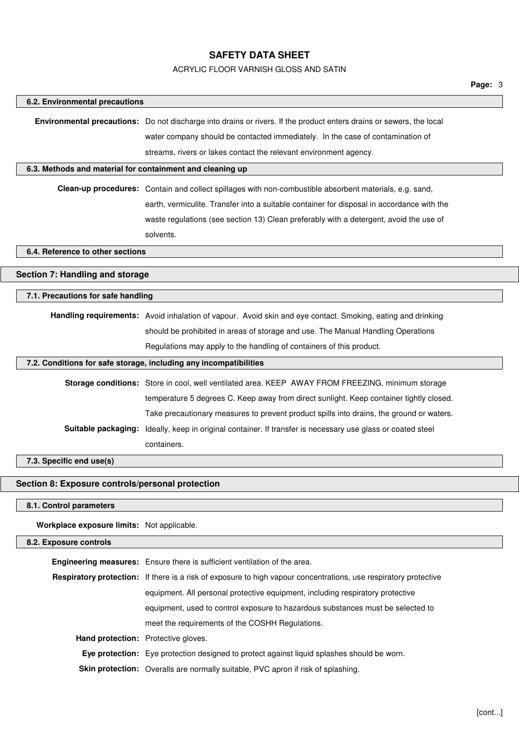### 6.2. Environmental precautions

**Environmental precautions:** Do not discharge into drains or rivers. If the product enters drains or sewers, the local water company should be contacted immediately. In the case of contamination of streams, rivers or lakes contact the relevant environment agency.

### 6.3. Methods and material for containment and cleaning up

**Clean-up procedures:** Contain and collect spillages with non-combustible absorbent materials, e.g. sand, earth, vermiculite. Transfer into a suitable container for disposal in accordance with the waste regulations (see section 13) Clean preferably with a detergent, avoid the use of solvents.

### 6.4. Reference to other sections

## Section 7: Handling and storage

### 7.1. Precautions for safe handling

**Handling requirements:** Avoid inhalation of vapour. Avoid skin and eye contact. Smoking, eating and drinking should be prohibited in areas of storage and use. The Manual Handling Operations Regulations may apply to the handling of containers of this product.

### 7.2. Conditions for safe storage, including any incompatibilities

**Storage conditions:** Store in cool, well ventilated area. KEEP AWAY FROM FREEZING, minimum storage temperature 5 degrees C. Keep away from direct sunlight. Keep container tightly closed. Take precautionary measures to prevent product spills into drains, the ground or waters.

**Suitable packaging:** Ideally, keep in original container. If transfer is necessary use glass or coated steel containers.

### 7.3. Specific end use(s)

## Section 8: Exposure controls/personal protection

### 8.1. Control parameters

**Workplace exposure limits:** Not applicable.

### 8.2. Exposure controls

**Engineering measures:** Ensure there is sufficient ventilation of the area.

**Respiratory protection:** If there is a risk of exposure to high vapour concentrations, use respiratory protective equipment. All personal protective equipment, including respiratory protective equipment, used to control exposure to hazardous substances must be selected to meet the requirements of the COSHH Regulations.

**Hand protection:** Protective gloves.

**Eye protection:** Eye protection designed to protect against liquid splashes should be worn.

**Skin protection:** Overalls are normally suitable, PVC apron if risk of splashing.

[cont...]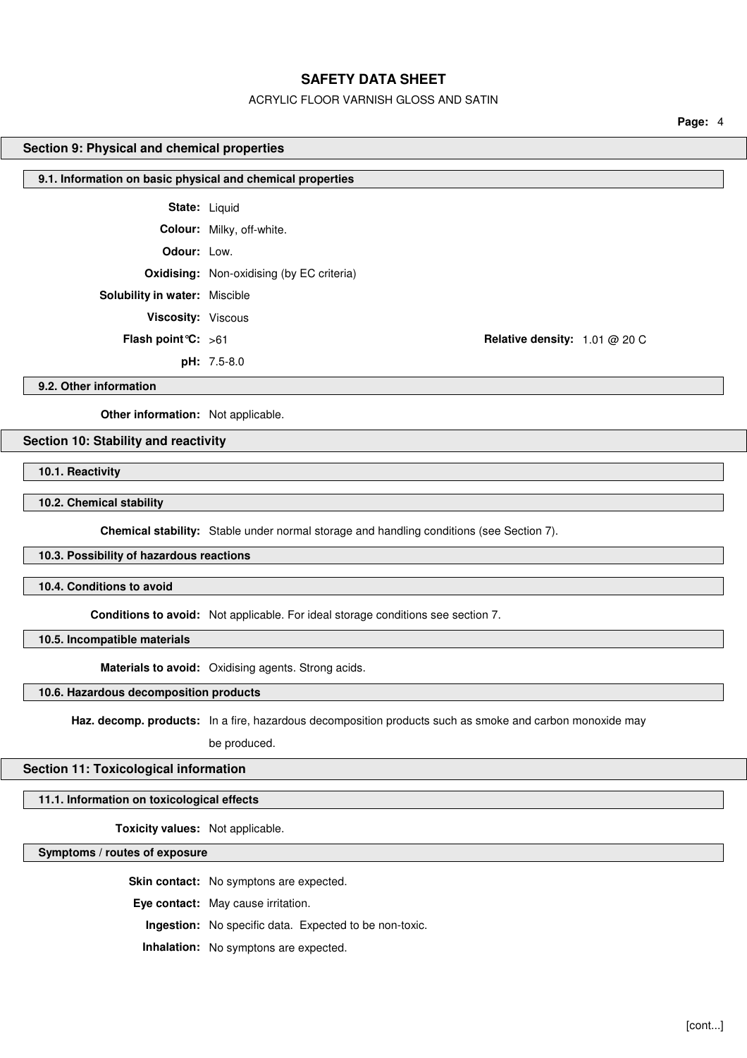## Section 9: Physical and chemical properties

### 9.1. Information on basic physical and chemical properties

**State:** Liquid

**Colour:** Milky, off-white.

**Odour:** Low.

**Oxidising:** Non-oxidising (by EC criteria)

**Solubility in water:** Miscible

**Viscosity:** Viscous

**Flash point°C:** >61

**Relative density:** 1.01 @ 20 C

**pH:** 7.5-8.0

### 9.2. Other information

**Other information:** Not applicable.

## Section 10: Stability and reactivity

### 10.1. Reactivity

### 10.2. Chemical stability

**Chemical stability:** Stable under normal storage and handling conditions (see Section 7).

### 10.3. Possibility of hazardous reactions

### 10.4. Conditions to avoid

**Conditions to avoid:** Not applicable. For ideal storage conditions see section 7.

### 10.5. Incompatible materials

**Materials to avoid:** Oxidising agents. Strong acids.

### 10.6. Hazardous decomposition products

**Haz. decomp. products:** In a fire, hazardous decomposition products such as smoke and carbon monoxide may be produced.

## Section 11: Toxicological information

### 11.1. Information on toxicological effects

**Toxicity values:** Not applicable.

### Symptoms / routes of exposure

**Skin contact:** No symptons are expected.

**Eye contact:** May cause irritation.

**Ingestion:** No specific data. Expected to be non-toxic.

**Inhalation:** No symptons are expected.

[cont...]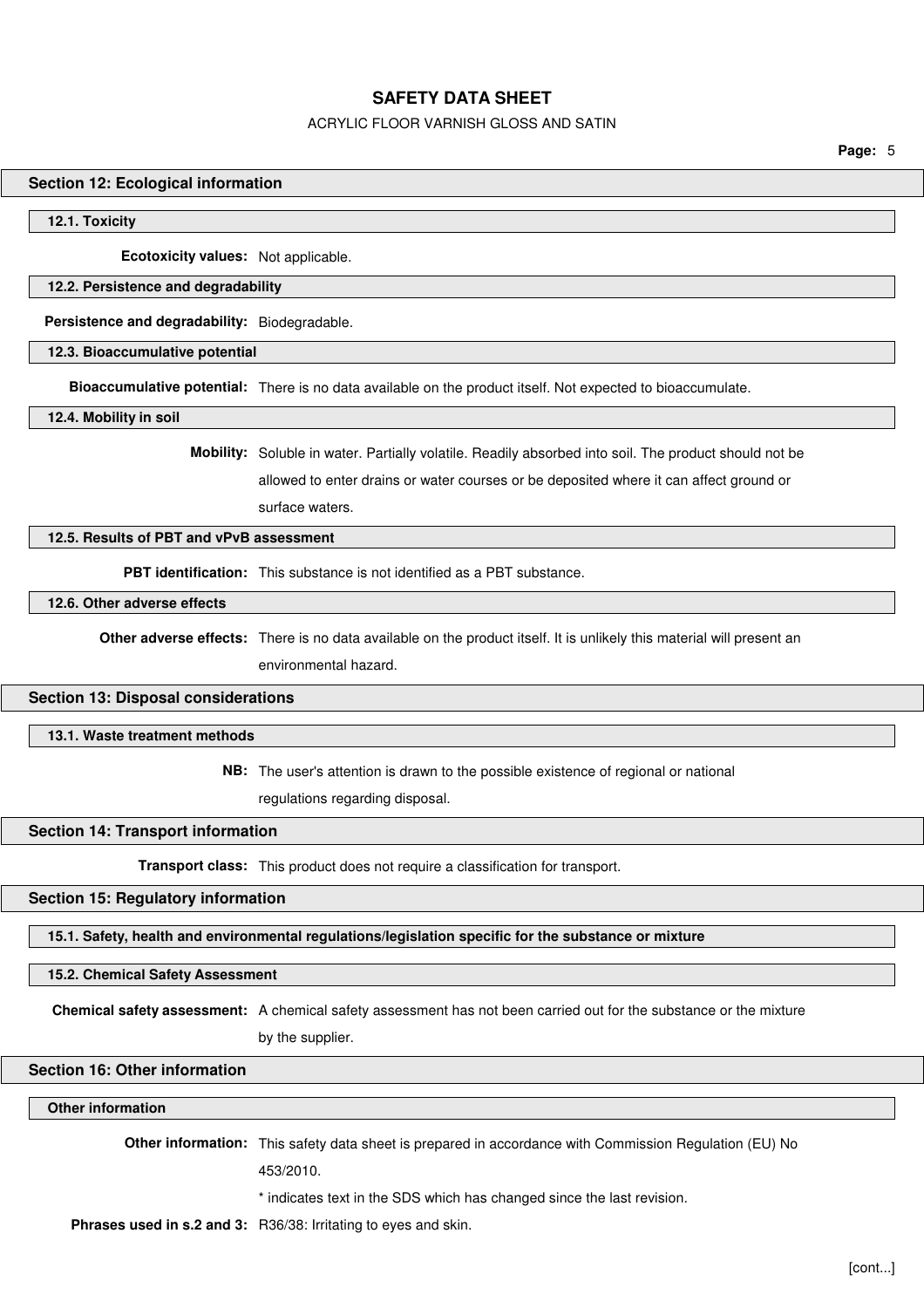## Section 12: Ecological information

### 12.1. Toxicity

**Ecotoxicity values:** Not applicable.

### 12.2. Persistence and degradability

**Persistence and degradability:** Biodegradable.

### 12.3. Bioaccumulative potential

**Bioaccumulative potential:** There is no data available on the product itself. Not expected to bioaccumulate.

### 12.4. Mobility in soil

**Mobility:** Soluble in water. Partially volatile. Readily absorbed into soil. The product should not be allowed to enter drains or water courses or be deposited where it can affect ground or surface waters.

### 12.5. Results of PBT and vPvB assessment

**PBT identification:** This substance is not identified as a PBT substance.

### 12.6. Other adverse effects

**Other adverse effects:** There is no data available on the product itself. It is unlikely this material will present an environmental hazard.

## Section 13: Disposal considerations

### 13.1. Waste treatment methods

**NB:** The user's attention is drawn to the possible existence of regional or national regulations regarding disposal.

## Section 14: Transport information

**Transport class:** This product does not require a classification for transport.

## Section 15: Regulatory information

### 15.1. Safety, health and environmental regulations/legislation specific for the substance or mixture

### 15.2. Chemical Safety Assessment

**Chemical safety assessment:** A chemical safety assessment has not been carried out for the substance or the mixture by the supplier.

## Section 16: Other information

### Other information

**Other information:** This safety data sheet is prepared in accordance with Commission Regulation (EU) No 453/2010.

* indicates text in the SDS which has changed since the last revision.

**Phrases used in s.2 and 3:** R36/38: Irritating to eyes and skin.

[cont...]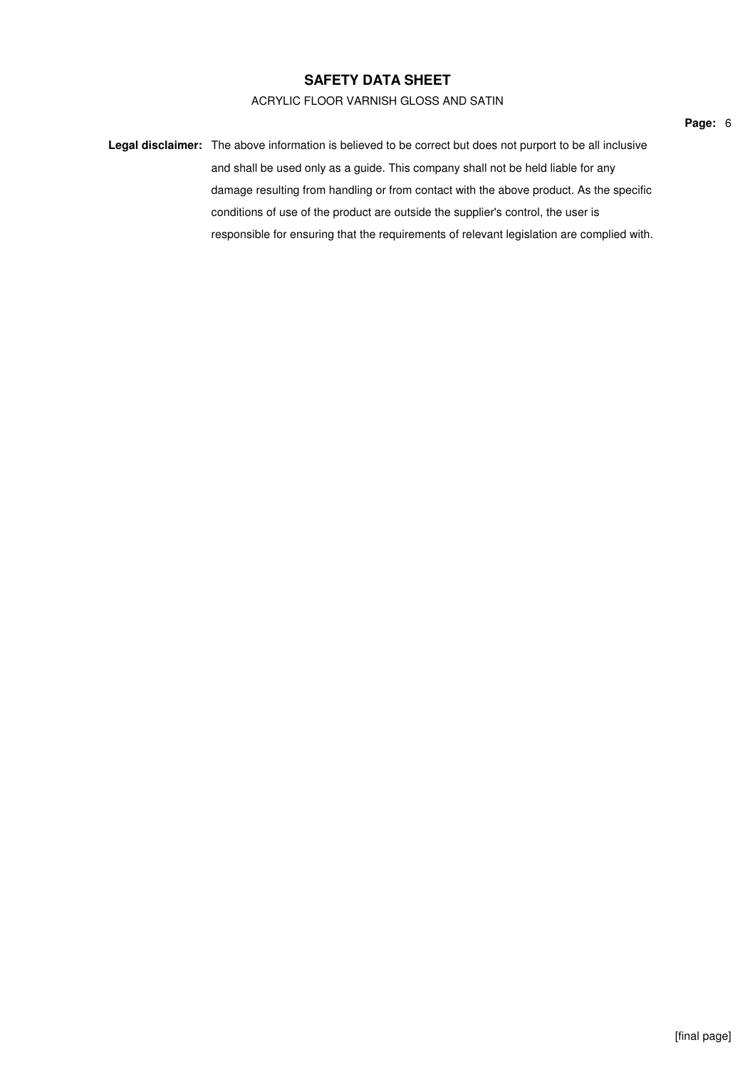**Legal disclaimer:** The above information is believed to be correct but does not purport to be all inclusive and shall be used only as a guide. This company shall not be held liable for any damage resulting from handling or from contact with the above product. As the specific conditions of use of the product are outside the supplier's control, the user is responsible for ensuring that the requirements of relevant legislation are complied with.